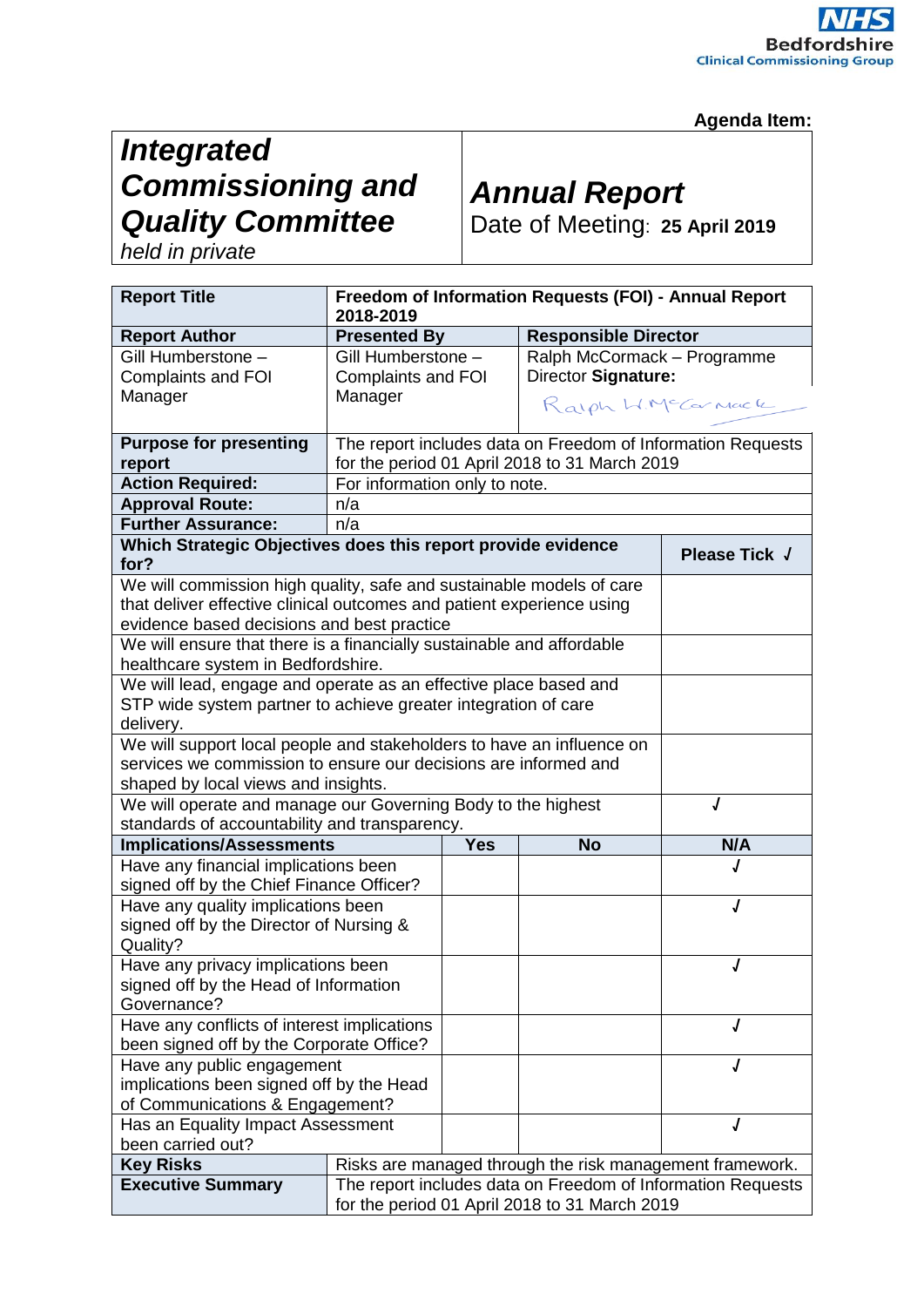NHS
Bedfordshire
Clinical Commissioning Group

**Agenda Item:**

| ***Integrated Commissioning and Quality Committee*** *held in private* | ***Annual Report*** Date of Meeting: **25 April 2019** |
|---|---|

| **Report Title** | **Freedom of Information Requests (FOI) - Annual Report 2018-2019** | | |
|---|---|---|---|
| **Report Author** | **Presented By** | **Responsible Director** | |
| Gill Humberstone – Complaints and FOI Manager | Gill Humberstone – Complaints and FOI Manager | Ralph McCormack – Programme Director **Signature:** Ralph H McCormack | |
| **Purpose for presenting report** | The report includes data on Freedom of Information Requests for the period 01 April 2018 to 31 March 2019 | | |
| **Action Required:** | For information only to note. | | |
| **Approval Route:** | n/a | | |
| **Further Assurance:** | n/a | | |

| **Which Strategic Objectives does this report provide evidence for?** | **Please Tick √** |
|---|---|
| We will commission high quality, safe and sustainable models of care that deliver effective clinical outcomes and patient experience using evidence based decisions and best practice | |
| We will ensure that there is a financially sustainable and affordable healthcare system in Bedfordshire. | |
| We will lead, engage and operate as an effective place based and STP wide system partner to achieve greater integration of care delivery. | |
| We will support local people and stakeholders to have an influence on services we commission to ensure our decisions are informed and shaped by local views and insights. | |
| We will operate and manage our Governing Body to the highest standards of accountability and transparency. | √ |

| **Implications/Assessments** | **Yes** | **No** | **N/A** |
|---|---|---|---|
| Have any financial implications been signed off by the Chief Finance Officer? | | | √ |
| Have any quality implications been signed off by the Director of Nursing & Quality? | | | √ |
| Have any privacy implications been signed off by the Head of Information Governance? | | | √ |
| Have any conflicts of interest implications been signed off by the Corporate Office? | | | √ |
| Have any public engagement implications been signed off by the Head of Communications & Engagement? | | | √ |
| Has an Equality Impact Assessment been carried out? | | | √ |

| **Key Risks** | Risks are managed through the risk management framework. |
|---|---|
| **Executive Summary** | The report includes data on Freedom of Information Requests for the period 01 April 2018 to 31 March 2019 |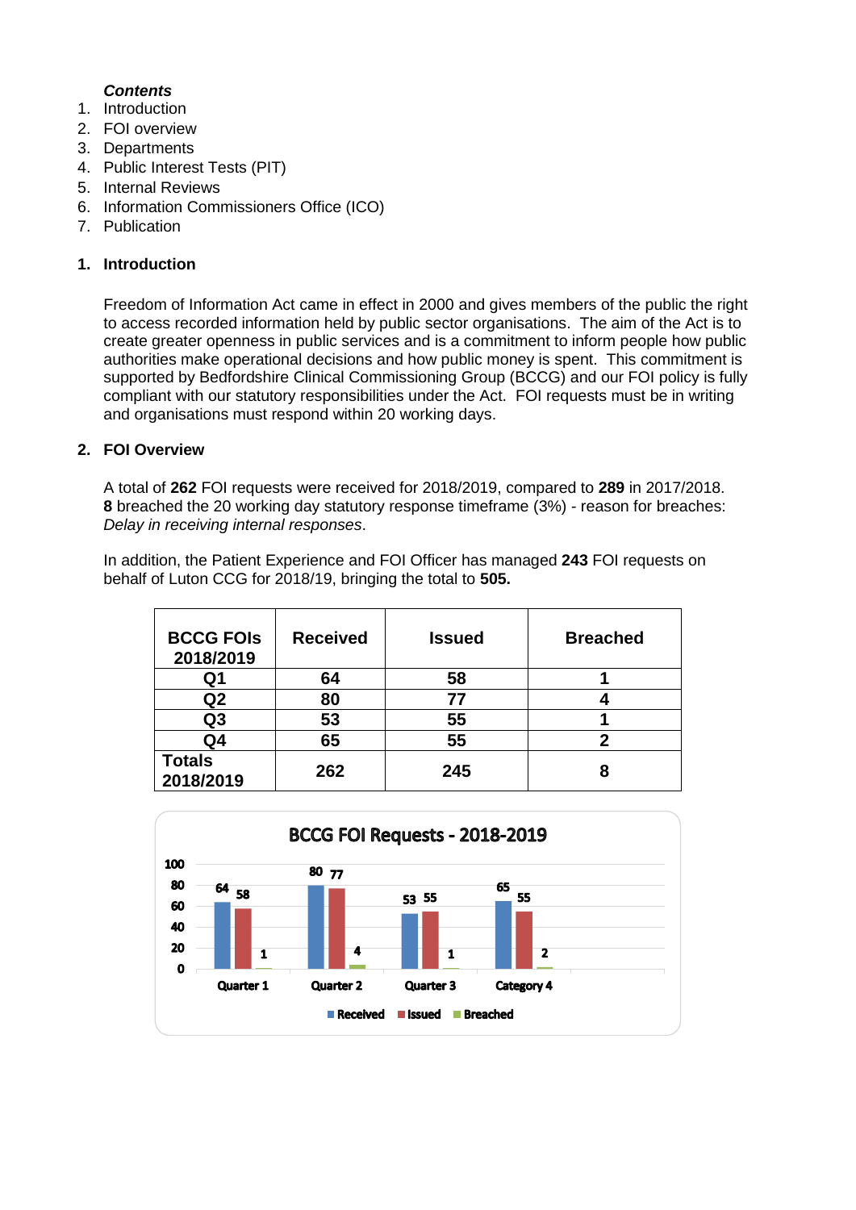***Contents***

1. Introduction
2. FOI overview
3. Departments
4. Public Interest Tests (PIT)
5. Internal Reviews
6. Information Commissioners Office (ICO)
7. Publication

## 1. Introduction

Freedom of Information Act came in effect in 2000 and gives members of the public the right to access recorded information held by public sector organisations. The aim of the Act is to create greater openness in public services and is a commitment to inform people how public authorities make operational decisions and how public money is spent. This commitment is supported by Bedfordshire Clinical Commissioning Group (BCCG) and our FOI policy is fully compliant with our statutory responsibilities under the Act. FOI requests must be in writing and organisations must respond within 20 working days.

## 2. FOI Overview

A total of **262** FOI requests were received for 2018/2019, compared to **289** in 2017/2018. **8** breached the 20 working day statutory response timeframe (3%) - reason for breaches: *Delay in receiving internal responses*.

In addition, the Patient Experience and FOI Officer has managed **243** FOI requests on behalf of Luton CCG for 2018/19, bringing the total to **505.**

| BCCG FOIs 2018/2019 | Received | Issued | Breached |
|---|---|---|---|
| Q1 | 64 | 58 | 1 |
| Q2 | 80 | 77 | 4 |
| Q3 | 53 | 55 | 1 |
| Q4 | 65 | 55 | 2 |
| Totals 2018/2019 | 262 | 245 | 8 |

**BCCG FOI Requests - 2018-2019**

| | Received | Issued | Breached |
|---|---|---|---|
| Quarter 1 | 64 | 58 | 1 |
| Quarter 2 | 80 | 77 | 4 |
| Quarter 3 | 53 | 55 | 1 |
| Category 4 | 65 | 55 | 2 |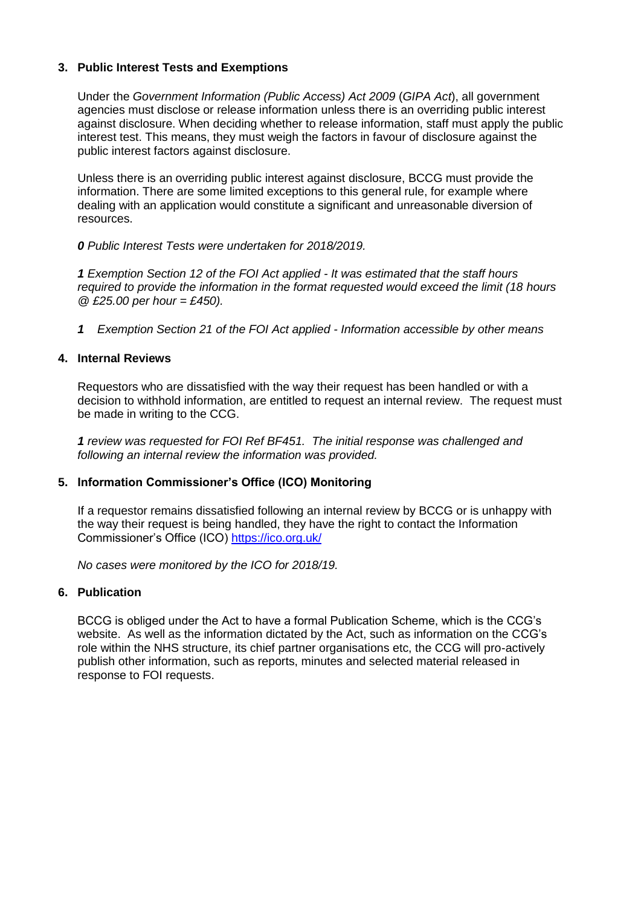## 3. Public Interest Tests and Exemptions

Under the *Government Information (Public Access) Act 2009* (*GIPA Act*), all government agencies must disclose or release information unless there is an overriding public interest against disclosure. When deciding whether to release information, staff must apply the public interest test. This means, they must weigh the factors in favour of disclosure against the public interest factors against disclosure.

Unless there is an overriding public interest against disclosure, BCCG must provide the information. There are some limited exceptions to this general rule, for example where dealing with an application would constitute a significant and unreasonable diversion of resources.

***0*** *Public Interest Tests were undertaken for 2018/2019.*

***1*** *Exemption Section 12 of the FOI Act applied - It was estimated that the staff hours required to provide the information in the format requested would exceed the limit (18 hours @ £25.00 per hour = £450).*

***1*** *Exemption Section 21 of the FOI Act applied - Information accessible by other means*

## 4. Internal Reviews

Requestors who are dissatisfied with the way their request has been handled or with a decision to withhold information, are entitled to request an internal review. The request must be made in writing to the CCG.

***1*** *review was requested for FOI Ref BF451. The initial response was challenged and following an internal review the information was provided.*

## 5. Information Commissioner's Office (ICO) Monitoring

If a requestor remains dissatisfied following an internal review by BCCG or is unhappy with the way their request is being handled, they have the right to contact the Information Commissioner's Office (ICO) https://ico.org.uk/

*No cases were monitored by the ICO for 2018/19.*

## 6. Publication

BCCG is obliged under the Act to have a formal Publication Scheme, which is the CCG's website. As well as the information dictated by the Act, such as information on the CCG's role within the NHS structure, its chief partner organisations etc, the CCG will pro-actively publish other information, such as reports, minutes and selected material released in response to FOI requests.